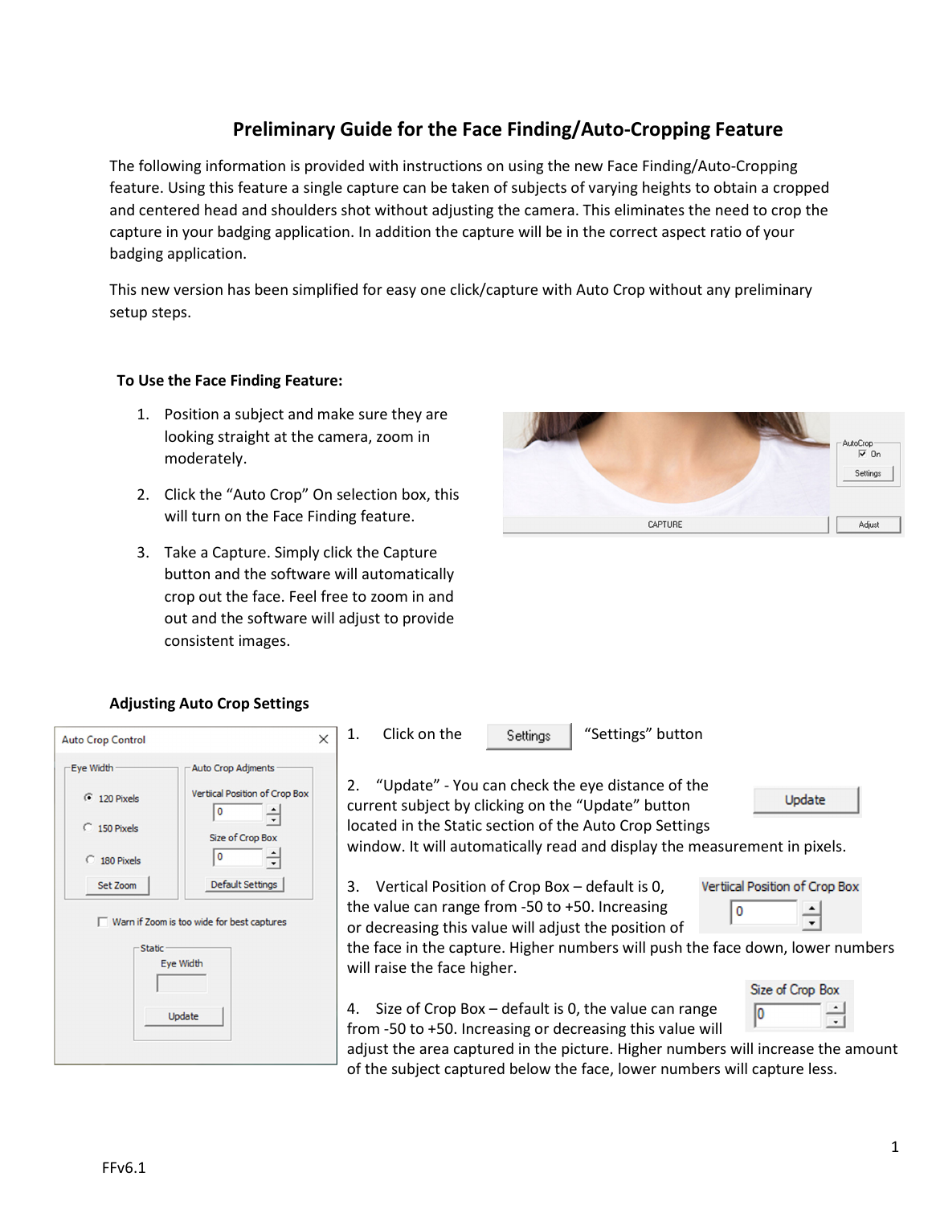# Preliminary Guide for the Face Finding/Auto-Cropping Feature

The following information is provided with instructions on using the new Face Finding/Auto-Cropping feature. Using this feature a single capture can be taken of subjects of varying heights to obtain a cropped and centered head and shoulders shot without adjusting the camera. This eliminates the need to crop the capture in your badging application. In addition the capture will be in the correct aspect ratio of your badging application.

This new version has been simplified for easy one click/capture with Auto Crop without any preliminary setup steps.

**To Use the Face Finding Feature:**

1. Position a subject and make sure they are looking straight at the camera, zoom in moderately.
2. Click the "Auto Crop" On selection box, this will turn on the Face Finding feature.
3. Take a Capture. Simply click the Capture button and the software will automatically crop out the face. Feel free to zoom in and out and the software will adjust to provide consistent images.

**Adjusting Auto Crop Settings**

1. Click on the "Settings" button

2. "Update" - You can check the eye distance of the current subject by clicking on the "Update" button located in the Static section of the Auto Crop Settings window. It will automatically read and display the measurement in pixels.

3. Vertical Position of Crop Box – default is 0, the value can range from -50 to +50. Increasing or decreasing this value will adjust the position of the face in the capture. Higher numbers will push the face down, lower numbers will raise the face higher.

4. Size of Crop Box – default is 0, the value can range from -50 to +50. Increasing or decreasing this value will adjust the area captured in the picture. Higher numbers will increase the amount of the subject captured below the face, lower numbers will capture less.

FFv6.1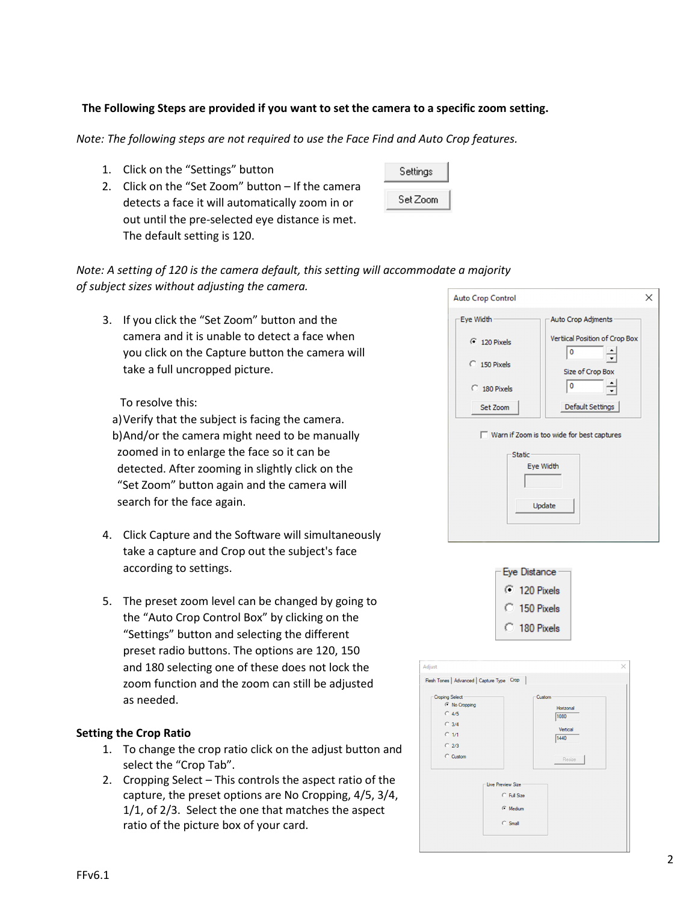**The Following Steps are provided if you want to set the camera to a specific zoom setting.**

*Note: The following steps are not required to use the Face Find and Auto Crop features.*

1. Click on the "Settings" button
2. Click on the "Set Zoom" button – If the camera detects a face it will automatically zoom in or out until the pre-selected eye distance is met. The default setting is 120.

*Note: A setting of 120 is the camera default, this setting will accommodate a majority of subject sizes without adjusting the camera.*

3. If you click the "Set Zoom" button and the camera and it is unable to detect a face when you click on the Capture button the camera will take a full uncropped picture.

   To resolve this:
   a) Verify that the subject is facing the camera.
   b) And/or the camera might need to be manually zoomed in to enlarge the face so it can be detected. After zooming in slightly click on the "Set Zoom" button again and the camera will search for the face again.

4. Click Capture and the Software will simultaneously take a capture and Crop out the subject's face according to settings.

5. The preset zoom level can be changed by going to the "Auto Crop Control Box" by clicking on the "Settings" button and selecting the different preset radio buttons. The options are 120, 150 and 180 selecting one of these does not lock the zoom function and the zoom can still be adjusted as needed.

**Setting the Crop Ratio**

1. To change the crop ratio click on the adjust button and select the "Crop Tab".
2. Cropping Select – This controls the aspect ratio of the capture, the preset options are No Cropping, 4/5, 3/4, 1/1, of 2/3. Select the one that matches the aspect ratio of the picture box of your card.

FFv6.1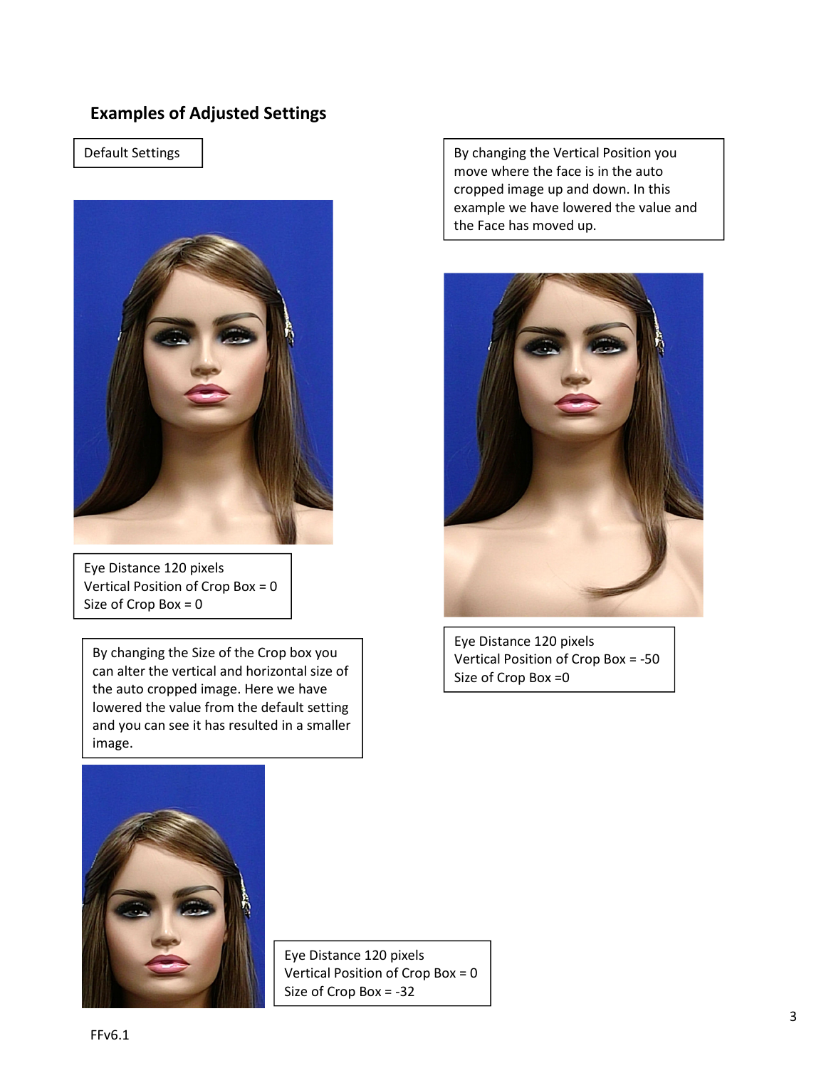## Examples of Adjusted Settings

Default Settings

Eye Distance 120 pixels
Vertical Position of Crop Box = 0
Size of Crop Box = 0

By changing the Vertical Position you move where the face is in the auto cropped image up and down. In this example we have lowered the value and the Face has moved up.

Eye Distance 120 pixels
Vertical Position of Crop Box = -50
Size of Crop Box =0

By changing the Size of the Crop box you can alter the vertical and horizontal size of the auto cropped image. Here we have lowered the value from the default setting and you can see it has resulted in a smaller image.

Eye Distance 120 pixels
Vertical Position of Crop Box = 0
Size of Crop Box = -32

FFv6.1